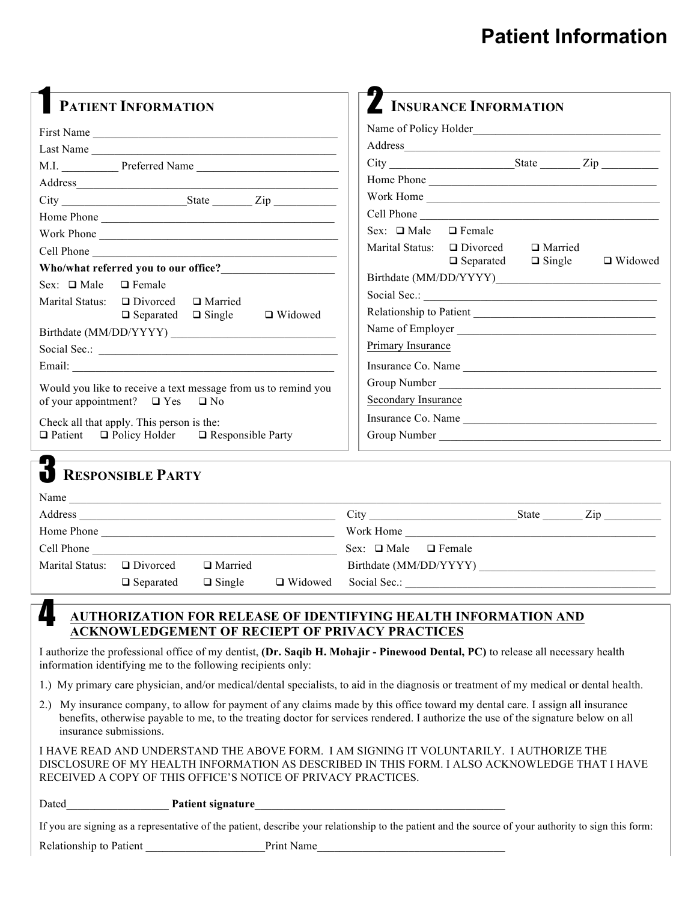# Patient Information

## 1 PATIENT INFORMATION

First Name ____________________________________________

Last Name ____________________________________________

M.I. __________ Preferred Name __________________________

Address_______________________________________________

City ______________________State _______ Zip ___________

Home Phone ___________________________________________

Work Phone ___________________________________________

Cell Phone ____________________________________________

**Who/what referred you to our office?**____________________

Sex: ❑ Male ❑ Female

Marital Status: ❑ Divorced ❑ Married ❑ Separated ❑ Single ❑ Widowed

Birthdate (MM/DD/YYYY) _____________________________

Social Sec.: ____________________________________________

Email: _________________________________________________

Would you like to receive a text message from us to remind you of your appointment? ❑ Yes ❑ No

Check all that apply. This person is the:
❑ Patient ❑ Policy Holder ❑ Responsible Party

## 2 INSURANCE INFORMATION

Name of Policy Holder_________________________________

Address_______________________________________________

City _____________________State _______ Zip __________

Home Phone ___________________________________________

Work Home ____________________________________________

Cell Phone ____________________________________________

Sex: ❑ Male ❑ Female

Marital Status: ❑ Divorced ❑ Married ❑ Separated ❑ Single ❑ Widowed

Birthdate (MM/DD/YYYY)______________________________

Social Sec.: ____________________________________________

Relationship to Patient _________________________________

Name of Employer ____________________________________

<u>Primary Insurance</u>

Insurance Co. Name ___________________________________

Group Number _________________________________________

<u>Secondary Insurance</u>

Insurance Co. Name ___________________________________

Group Number _________________________________________

## 3 RESPONSIBLE PARTY

Name ___________________________________________________________________________________________

Address ______________________________________________ City __________________________State _______ Zip __________

Home Phone ___________________________________________ Work Home _________________________________________

Cell Phone ____________________________________________ Sex: ❑ Male ❑ Female

Marital Status: ❑ Divorced ❑ Married ❑ Separated ❑ Single ❑ Widowed

Birthdate (MM/DD/YYYY) ______________________________

Social Sec.: ____________________________________________

## 4 <u>AUTHORIZATION FOR RELEASE OF IDENTIFYING HEALTH INFORMATION AND ACKNOWLEDGEMENT OF RECIEPT OF PRIVACY PRACTICES</u>

I authorize the professional office of my dentist, **(Dr. Saqib H. Mohajir - Pinewood Dental, PC)** to release all necessary health information identifying me to the following recipients only:

1.) My primary care physician, and/or medical/dental specialists, to aid in the diagnosis or treatment of my medical or dental health.

2.) My insurance company, to allow for payment of any claims made by this office toward my dental care. I assign all insurance benefits, otherwise payable to me, to the treating doctor for services rendered. I authorize the use of the signature below on all insurance submissions.

I HAVE READ AND UNDERSTAND THE ABOVE FORM. I AM SIGNING IT VOLUNTARILY. I AUTHORIZE THE DISCLOSURE OF MY HEALTH INFORMATION AS DESCRIBED IN THIS FORM. I ALSO ACKNOWLEDGE THAT I HAVE RECEIVED A COPY OF THIS OFFICE'S NOTICE OF PRIVACY PRACTICES.

Dated__________________ **Patient signature**_____________________________________________

If you are signing as a representative of the patient, describe your relationship to the patient and the source of your authority to sign this form:

Relationship to Patient _____________________Print Name_________________________________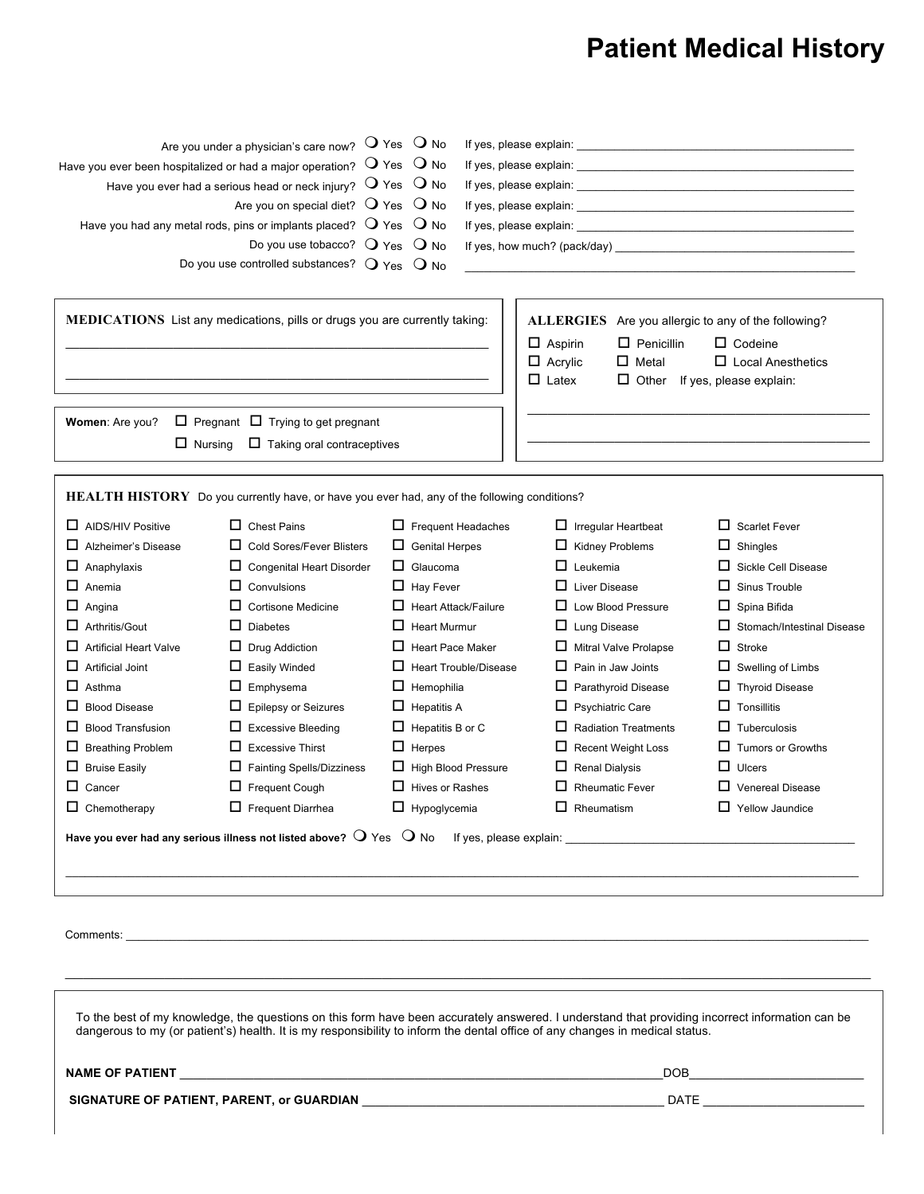# Patient Medical History

Are you under a physician's care now? ❍ Yes ❍ No If yes, please explain: ____________________

Have you ever been hospitalized or had a major operation? ❍ Yes ❍ No If yes, please explain: ____________________

Have you ever had a serious head or neck injury? ❍ Yes ❍ No If yes, please explain: ____________________

Are you on special diet? ❍ Yes ❍ No If yes, please explain: ____________________

Have you had any metal rods, pins or implants placed? ❍ Yes ❍ No If yes, please explain: ____________________

Do you use tobacco? ❍ Yes ❍ No If yes, how much? (pack/day) ____________________

Do you use controlled substances? ❍ Yes ❍ No ____________________

**MEDICATIONS** List any medications, pills or drugs you are currently taking:

____________________

____________________

**Women**: Are you? ☐ Pregnant ☐ Trying to get pregnant ☐ Nursing ☐ Taking oral contraceptives

**ALLERGIES** Are you allergic to any of the following?

☐ Aspirin ☐ Penicillin ☐ Codeine
☐ Acrylic ☐ Metal ☐ Local Anesthetics
☐ Latex ☐ Other If yes, please explain:

____________________

____________________

**HEALTH HISTORY** Do you currently have, or have you ever had, any of the following conditions?

| | | | | |
|---|---|---|---|---|
| ☐ AIDS/HIV Positive | ☐ Chest Pains | ☐ Frequent Headaches | ☐ Irregular Heartbeat | ☐ Scarlet Fever |
| ☐ Alzheimer's Disease | ☐ Cold Sores/Fever Blisters | ☐ Genital Herpes | ☐ Kidney Problems | ☐ Shingles |
| ☐ Anaphylaxis | ☐ Congenital Heart Disorder | ☐ Glaucoma | ☐ Leukemia | ☐ Sickle Cell Disease |
| ☐ Anemia | ☐ Convulsions | ☐ Hay Fever | ☐ Liver Disease | ☐ Sinus Trouble |
| ☐ Angina | ☐ Cortisone Medicine | ☐ Heart Attack/Failure | ☐ Low Blood Pressure | ☐ Spina Bifida |
| ☐ Arthritis/Gout | ☐ Diabetes | ☐ Heart Murmur | ☐ Lung Disease | ☐ Stomach/Intestinal Disease |
| ☐ Artificial Heart Valve | ☐ Drug Addiction | ☐ Heart Pace Maker | ☐ Mitral Valve Prolapse | ☐ Stroke |
| ☐ Artificial Joint | ☐ Easily Winded | ☐ Heart Trouble/Disease | ☐ Pain in Jaw Joints | ☐ Swelling of Limbs |
| ☐ Asthma | ☐ Emphysema | ☐ Hemophilia | ☐ Parathyroid Disease | ☐ Thyroid Disease |
| ☐ Blood Disease | ☐ Epilepsy or Seizures | ☐ Hepatitis A | ☐ Psychiatric Care | ☐ Tonsillitis |
| ☐ Blood Transfusion | ☐ Excessive Bleeding | ☐ Hepatitis B or C | ☐ Radiation Treatments | ☐ Tuberculosis |
| ☐ Breathing Problem | ☐ Excessive Thirst | ☐ Herpes | ☐ Recent Weight Loss | ☐ Tumors or Growths |
| ☐ Bruise Easily | ☐ Fainting Spells/Dizziness | ☐ High Blood Pressure | ☐ Renal Dialysis | ☐ Ulcers |
| ☐ Cancer | ☐ Frequent Cough | ☐ Hives or Rashes | ☐ Rheumatic Fever | ☐ Venereal Disease |
| ☐ Chemotherapy | ☐ Frequent Diarrhea | ☐ Hypoglycemia | ☐ Rheumatism | ☐ Yellow Jaundice |

**Have you ever had any serious illness not listed above?** ❍ Yes ❍ No If yes, please explain: ____________________

____________________

Comments: ____________________

____________________

To the best of my knowledge, the questions on this form have been accurately answered. I understand that providing incorrect information can be dangerous to my (or patient's) health. It is my responsibility to inform the dental office of any changes in medical status.

**NAME OF PATIENT** ____________________ DOB____________________

**SIGNATURE OF PATIENT, PARENT, or GUARDIAN** ____________________ DATE ____________________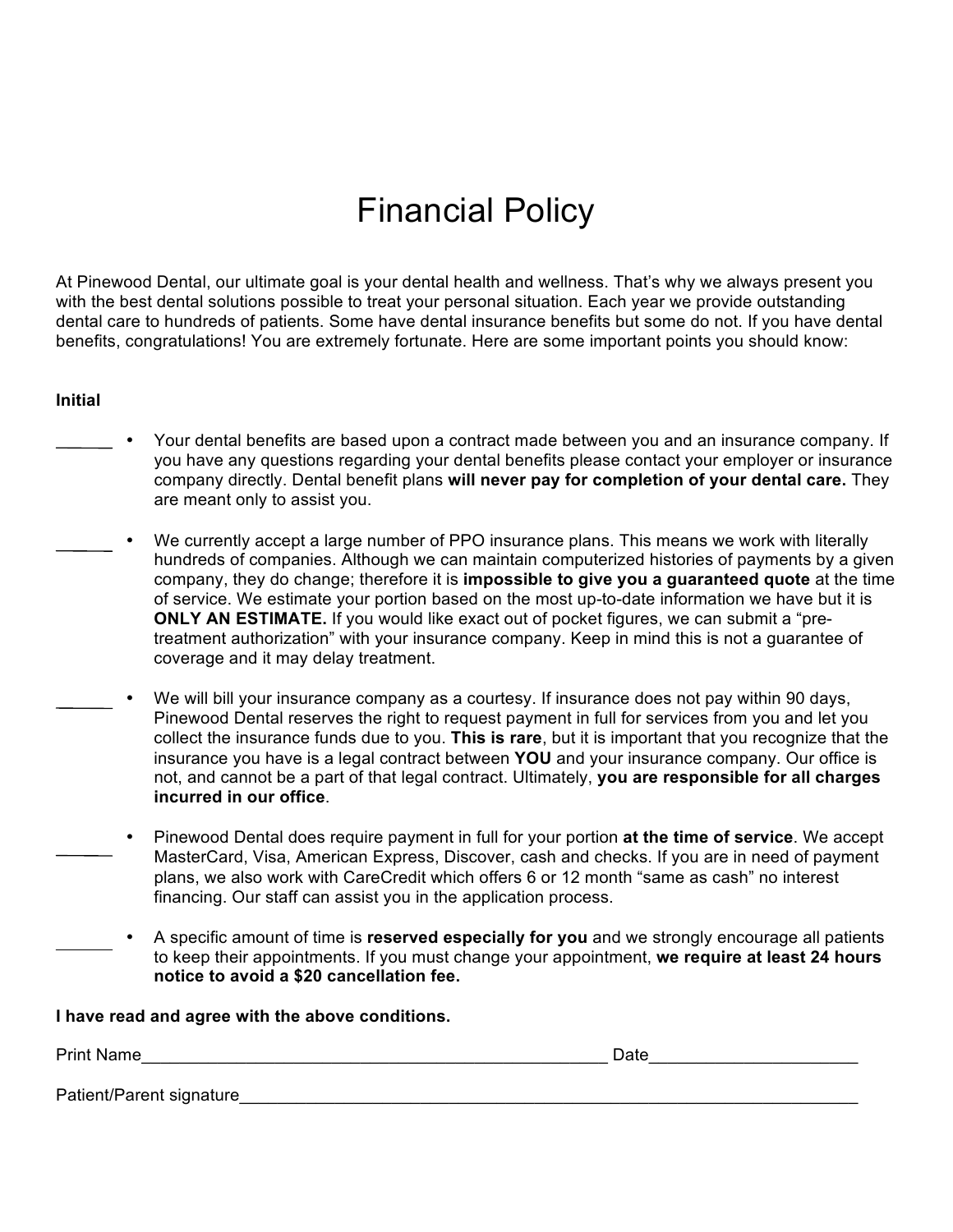# Financial Policy

At Pinewood Dental, our ultimate goal is your dental health and wellness. That's why we always present you with the best dental solutions possible to treat your personal situation. Each year we provide outstanding dental care to hundreds of patients. Some have dental insurance benefits but some do not. If you have dental benefits, congratulations! You are extremely fortunate. Here are some important points you should know:

**Initial**

______ • Your dental benefits are based upon a contract made between you and an insurance company. If you have any questions regarding your dental benefits please contact your employer or insurance company directly. Dental benefit plans **will never pay for completion of your dental care.** They are meant only to assist you.

______ • We currently accept a large number of PPO insurance plans. This means we work with literally hundreds of companies. Although we can maintain computerized histories of payments by a given company, they do change; therefore it is **impossible to give you a guaranteed quote** at the time of service. We estimate your portion based on the most up-to-date information we have but it is **ONLY AN ESTIMATE.** If you would like exact out of pocket figures, we can submit a "pre-treatment authorization" with your insurance company. Keep in mind this is not a guarantee of coverage and it may delay treatment.

______ • We will bill your insurance company as a courtesy. If insurance does not pay within 90 days, Pinewood Dental reserves the right to request payment in full for services from you and let you collect the insurance funds due to you. **This is rare**, but it is important that you recognize that the insurance you have is a legal contract between **YOU** and your insurance company. Our office is not, and cannot be a part of that legal contract. Ultimately, **you are responsible for all charges incurred in our office**.

______ • Pinewood Dental does require payment in full for your portion **at the time of service**. We accept MasterCard, Visa, American Express, Discover, cash and checks. If you are in need of payment plans, we also work with CareCredit which offers 6 or 12 month "same as cash" no interest financing. Our staff can assist you in the application process.

______ • A specific amount of time is **reserved especially for you** and we strongly encourage all patients to keep their appointments. If you must change your appointment, **we require at least 24 hours notice to avoid a $20 cancellation fee.**

**I have read and agree with the above conditions.**

Print Name__________________________________________________ Date_____________________

Patient/Parent signature____________________________________________________________________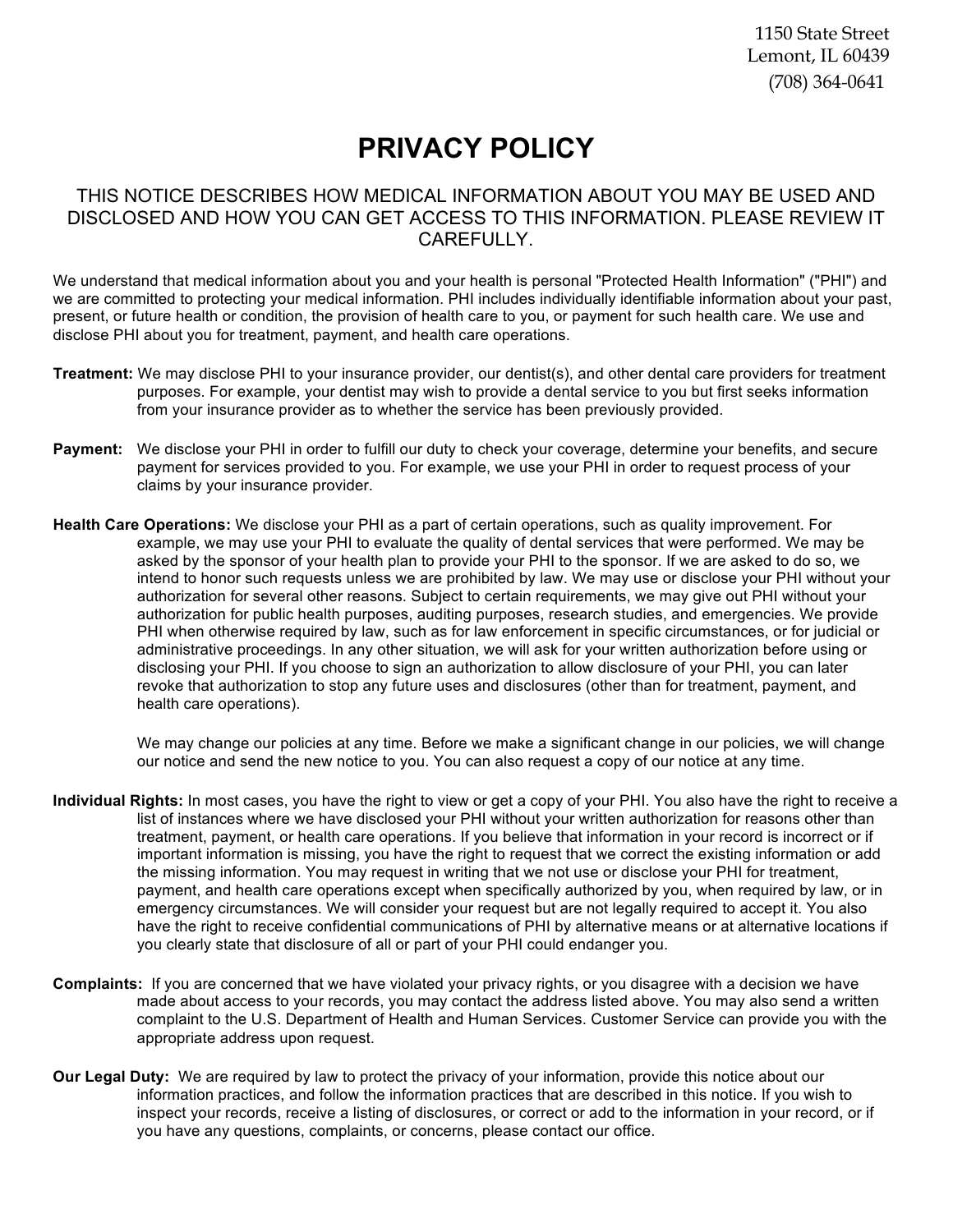1150 State Street
Lemont, IL 60439
(708) 364-0641

# PRIVACY POLICY

THIS NOTICE DESCRIBES HOW MEDICAL INFORMATION ABOUT YOU MAY BE USED AND DISCLOSED AND HOW YOU CAN GET ACCESS TO THIS INFORMATION. PLEASE REVIEW IT CAREFULLY.

We understand that medical information about you and your health is personal "Protected Health Information" ("PHI") and we are committed to protecting your medical information. PHI includes individually identifiable information about your past, present, or future health or condition, the provision of health care to you, or payment for such health care. We use and disclose PHI about you for treatment, payment, and health care operations.

**Treatment:** We may disclose PHI to your insurance provider, our dentist(s), and other dental care providers for treatment purposes. For example, your dentist may wish to provide a dental service to you but first seeks information from your insurance provider as to whether the service has been previously provided.

**Payment:** We disclose your PHI in order to fulfill our duty to check your coverage, determine your benefits, and secure payment for services provided to you. For example, we use your PHI in order to request process of your claims by your insurance provider.

**Health Care Operations:** We disclose your PHI as a part of certain operations, such as quality improvement. For example, we may use your PHI to evaluate the quality of dental services that were performed. We may be asked by the sponsor of your health plan to provide your PHI to the sponsor. If we are asked to do so, we intend to honor such requests unless we are prohibited by law. We may use or disclose your PHI without your authorization for several other reasons. Subject to certain requirements, we may give out PHI without your authorization for public health purposes, auditing purposes, research studies, and emergencies. We provide PHI when otherwise required by law, such as for law enforcement in specific circumstances, or for judicial or administrative proceedings. In any other situation, we will ask for your written authorization before using or disclosing your PHI. If you choose to sign an authorization to allow disclosure of your PHI, you can later revoke that authorization to stop any future uses and disclosures (other than for treatment, payment, and health care operations).

We may change our policies at any time. Before we make a significant change in our policies, we will change our notice and send the new notice to you. You can also request a copy of our notice at any time.

**Individual Rights:** In most cases, you have the right to view or get a copy of your PHI. You also have the right to receive a list of instances where we have disclosed your PHI without your written authorization for reasons other than treatment, payment, or health care operations. If you believe that information in your record is incorrect or if important information is missing, you have the right to request that we correct the existing information or add the missing information. You may request in writing that we not use or disclose your PHI for treatment, payment, and health care operations except when specifically authorized by you, when required by law, or in emergency circumstances. We will consider your request but are not legally required to accept it. You also have the right to receive confidential communications of PHI by alternative means or at alternative locations if you clearly state that disclosure of all or part of your PHI could endanger you.

**Complaints:** If you are concerned that we have violated your privacy rights, or you disagree with a decision we have made about access to your records, you may contact the address listed above. You may also send a written complaint to the U.S. Department of Health and Human Services. Customer Service can provide you with the appropriate address upon request.

**Our Legal Duty:** We are required by law to protect the privacy of your information, provide this notice about our information practices, and follow the information practices that are described in this notice. If you wish to inspect your records, receive a listing of disclosures, or correct or add to the information in your record, or if you have any questions, complaints, or concerns, please contact our office.